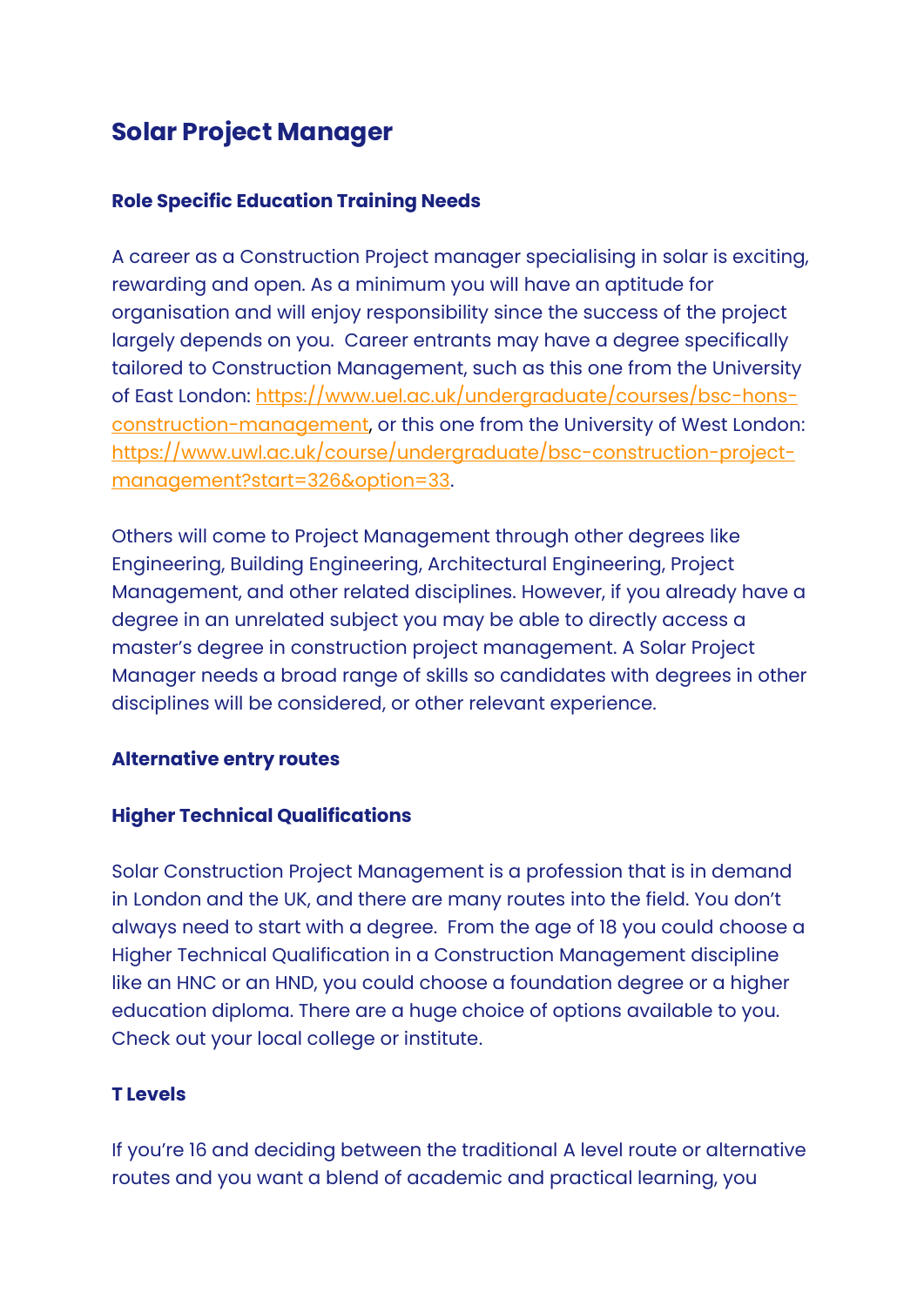# Solar Project Manager

### Role Specific Education Training Needs

A career as a Construction Project manager specialising in solar is exciting, rewarding and open. As a minimum you will have an aptitude for organisation and will enjoy responsibility since the success of the project largely depends on you. Career entrants may have a degree specifically tailored to Construction Management, such as this one from the University of East London: [https://www.uel.ac.uk/undergraduate/courses/bsc-hons-construction-management](https://www.uel.ac.uk/undergraduate/courses/bsc-hons-construction-management), or this one from the University of West London: [https://www.uwl.ac.uk/course/undergraduate/bsc-construction-project-management?start=326&option=33](https://www.uwl.ac.uk/course/undergraduate/bsc-construction-project-management?start=326&option=33).

Others will come to Project Management through other degrees like Engineering, Building Engineering, Architectural Engineering, Project Management, and other related disciplines. However, if you already have a degree in an unrelated subject you may be able to directly access a master's degree in construction project management. A Solar Project Manager needs a broad range of skills so candidates with degrees in other disciplines will be considered, or other relevant experience.

### Alternative entry routes

### Higher Technical Qualifications

Solar Construction Project Management is a profession that is in demand in London and the UK, and there are many routes into the field. You don't always need to start with a degree. From the age of 18 you could choose a Higher Technical Qualification in a Construction Management discipline like an HNC or an HND, you could choose a foundation degree or a higher education diploma. There are a huge choice of options available to you. Check out your local college or institute.

### T Levels

If you're 16 and deciding between the traditional A level route or alternative routes and you want a blend of academic and practical learning, you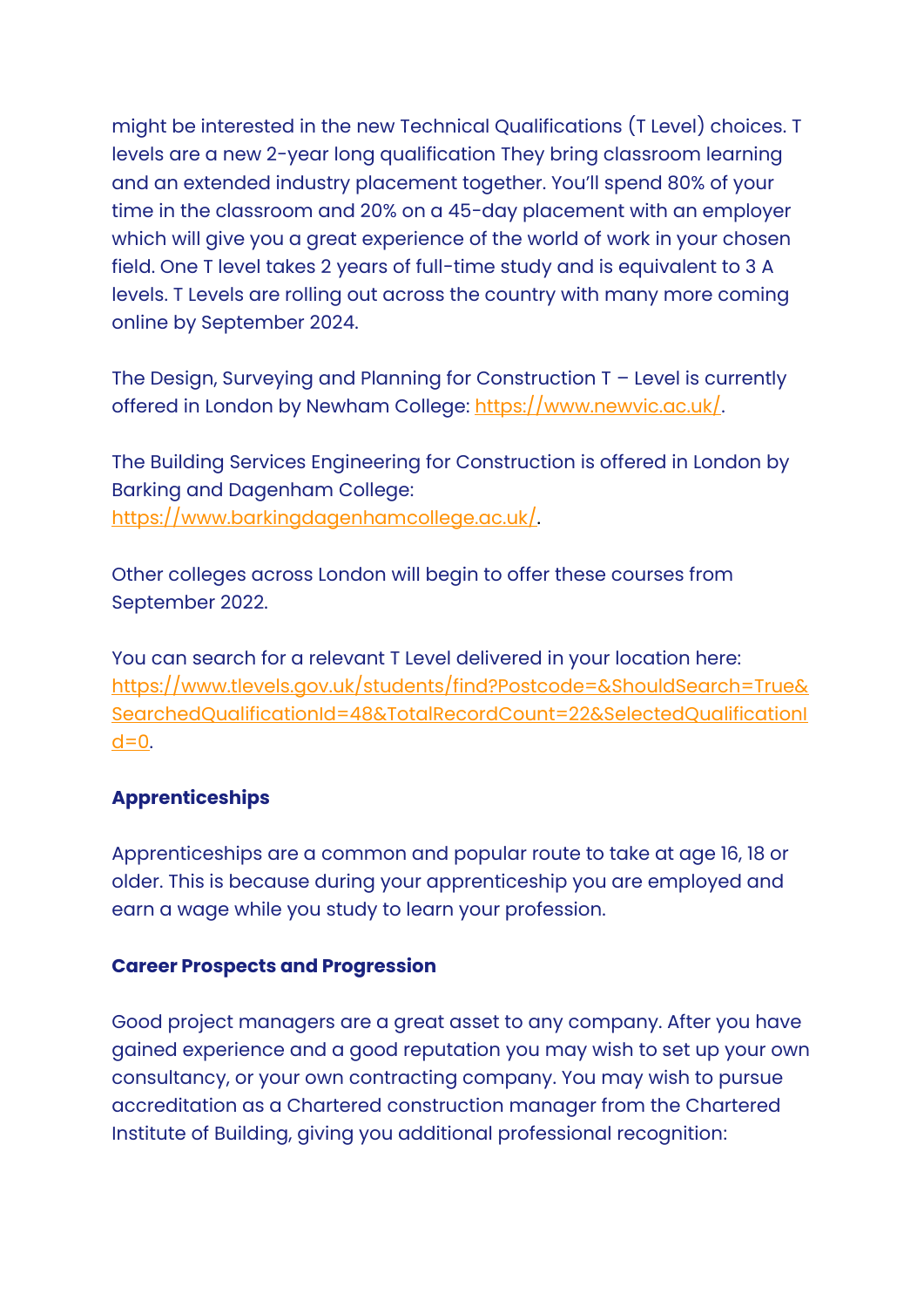might be interested in the new Technical Qualifications (T Level) choices. T levels are a new 2-year long qualification They bring classroom learning and an extended industry placement together. You'll spend 80% of your time in the classroom and 20% on a 45-day placement with an employer which will give you a great experience of the world of work in your chosen field. One T level takes 2 years of full-time study and is equivalent to 3 A levels. T Levels are rolling out across the country with many more coming online by September 2024.

The Design, Surveying and Planning for Construction T – Level is currently offered in London by Newham College: https://www.newvic.ac.uk/.

The Building Services Engineering for Construction is offered in London by Barking and Dagenham College: https://www.barkingdagenhamcollege.ac.uk/.

Other colleges across London will begin to offer these courses from September 2022.

You can search for a relevant T Level delivered in your location here: https://www.tlevels.gov.uk/students/find?Postcode=&ShouldSearch=True&SearchedQualificationId=48&TotalRecordCount=22&SelectedQualificationId=0.

**Apprenticeships**

Apprenticeships are a common and popular route to take at age 16, 18 or older. This is because during your apprenticeship you are employed and earn a wage while you study to learn your profession.

**Career Prospects and Progression**

Good project managers are a great asset to any company. After you have gained experience and a good reputation you may wish to set up your own consultancy, or your own contracting company. You may wish to pursue accreditation as a Chartered construction manager from the Chartered Institute of Building, giving you additional professional recognition: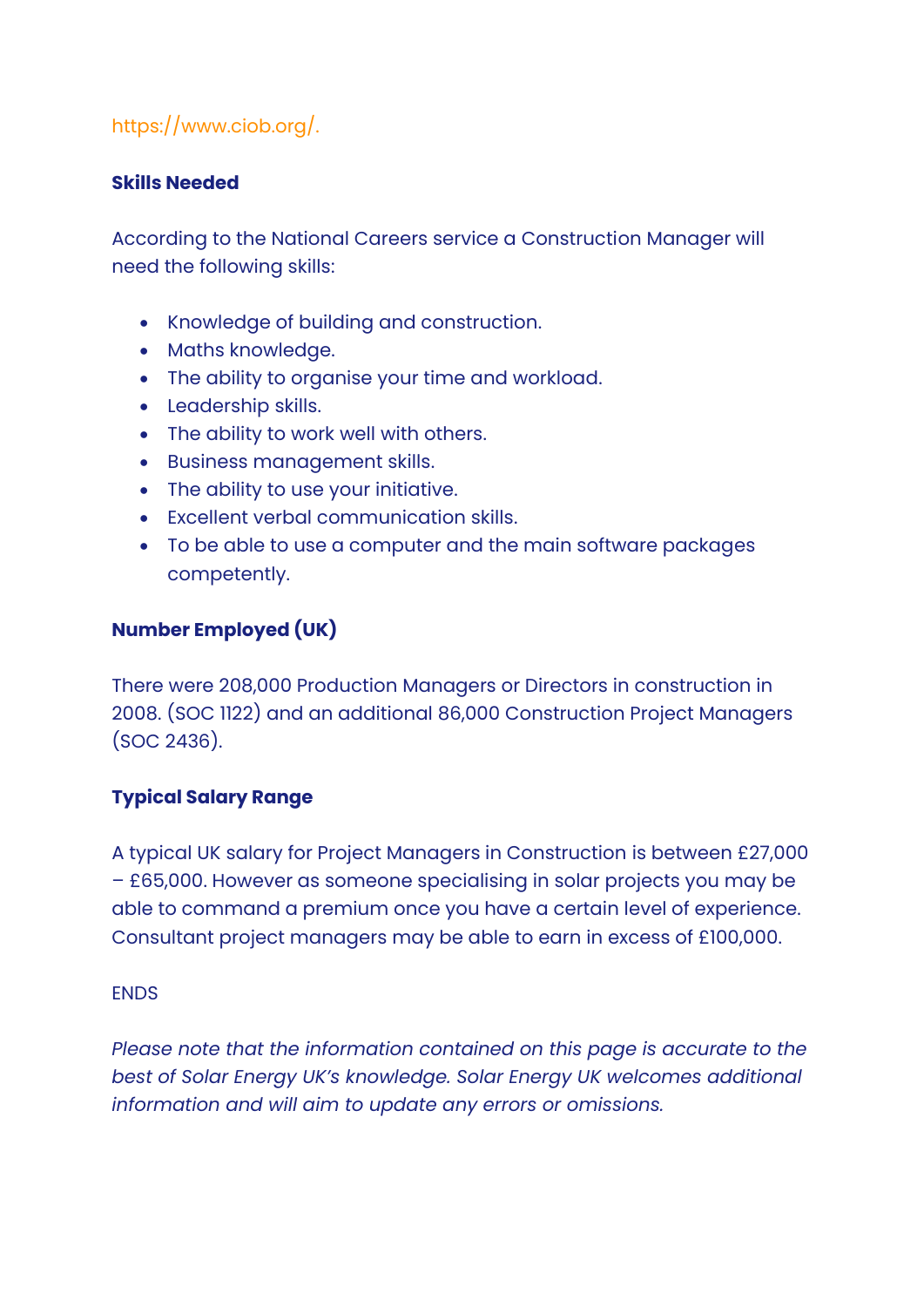https://www.ciob.org/.

**Skills Needed**

According to the National Careers service a Construction Manager will need the following skills:

- Knowledge of building and construction.
- Maths knowledge.
- The ability to organise your time and workload.
- Leadership skills.
- The ability to work well with others.
- Business management skills.
- The ability to use your initiative.
- Excellent verbal communication skills.
- To be able to use a computer and the main software packages competently.

**Number Employed (UK)**

There were 208,000 Production Managers or Directors in construction in 2008. (SOC 1122) and an additional 86,000 Construction Project Managers (SOC 2436).

**Typical Salary Range**

A typical UK salary for Project Managers in Construction is between £27,000 – £65,000. However as someone specialising in solar projects you may be able to command a premium once you have a certain level of experience. Consultant project managers may be able to earn in excess of £100,000.

ENDS

*Please note that the information contained on this page is accurate to the best of Solar Energy UK's knowledge. Solar Energy UK welcomes additional information and will aim to update any errors or omissions.*